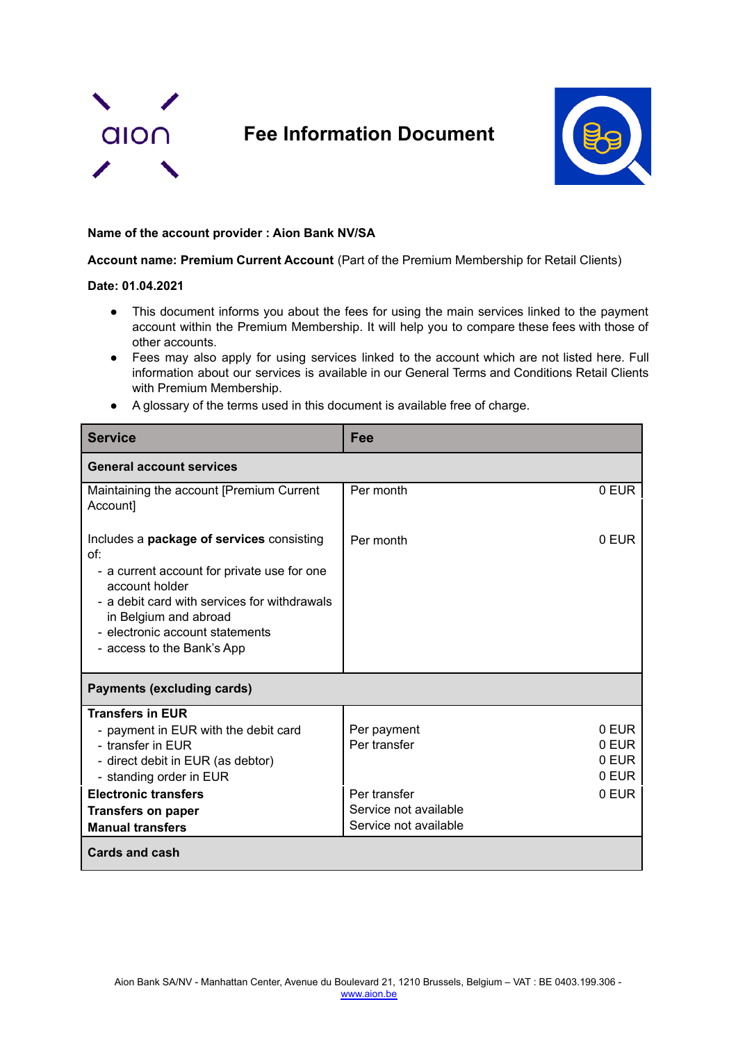# Fee Information Document

**Name of the account provider : Aion Bank NV/SA**

**Account name: Premium Current Account** (Part of the Premium Membership for Retail Clients)

**Date: 01.04.2021**

- This document informs you about the fees for using the main services linked to the payment account within the Premium Membership. It will help you to compare these fees with those of other accounts.
- Fees may also apply for using services linked to the account which are not listed here. Full information about our services is available in our General Terms and Conditions Retail Clients with Premium Membership.
- A glossary of the terms used in this document is available free of charge.

| Service | Fee | |
|---|---|---|
| **General account services** | | |
| Maintaining the account [Premium Current Account] | Per month | 0 EUR |
| Includes a **package of services** consisting of:<br>- a current account for private use for one account holder<br>- a debit card with services for withdrawals in Belgium and abroad<br>- electronic account statements<br>- access to the Bank's App | Per month | 0 EUR |
| **Payments (excluding cards)** | | |
| **Transfers in EUR** | | |
| - payment in EUR with the debit card | Per payment | 0 EUR |
| - transfer in EUR | Per transfer | 0 EUR |
| - direct debit in EUR (as debtor) | | 0 EUR |
| - standing order in EUR | | 0 EUR |
| **Electronic transfers** | Per transfer | 0 EUR |
| **Transfers on paper** | Service not available | |
| **Manual transfers** | Service not available | |
| **Cards and cash** | | |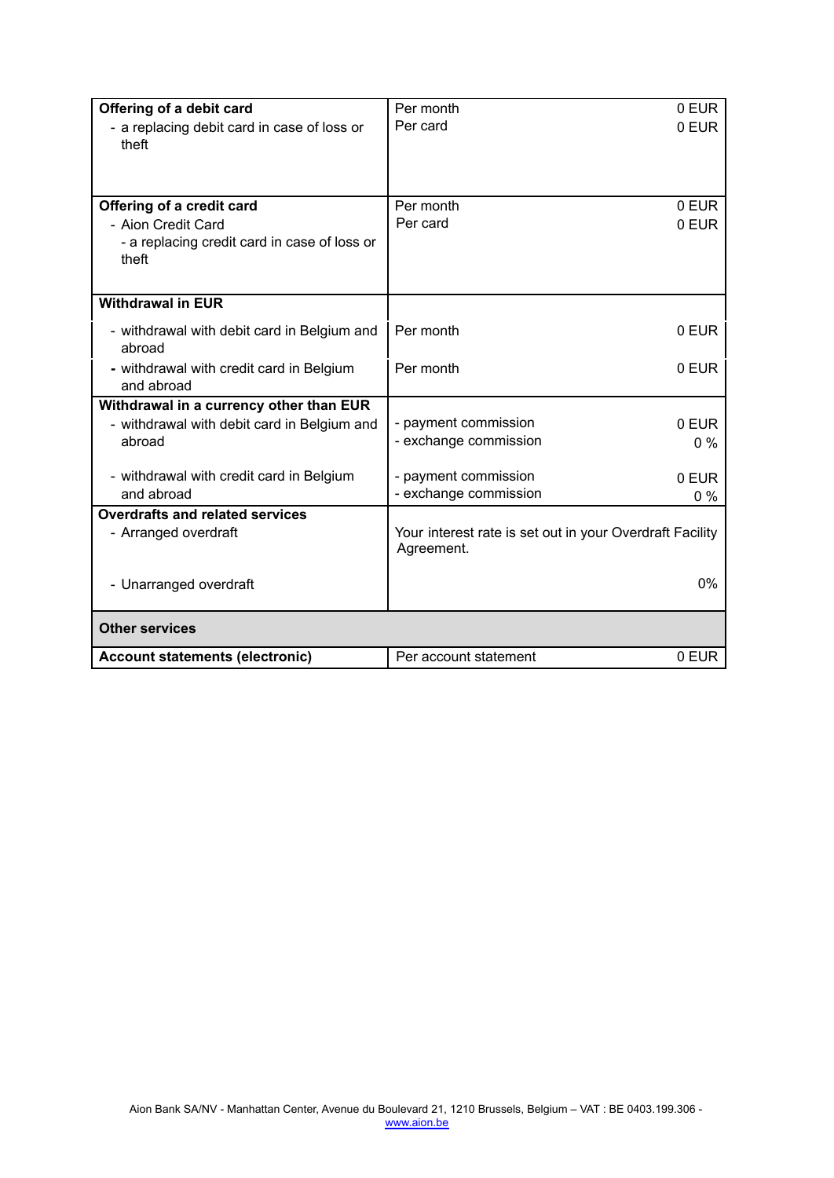| | | |
|---|---|---|
| **Offering of a debit card** | Per month | 0 EUR |
| - a replacing debit card in case of loss or theft | Per card | 0 EUR |
| **Offering of a credit card** | Per month | 0 EUR |
| - Aion Credit Card<br>- a replacing credit card in case of loss or theft | Per card | 0 EUR |
| **Withdrawal in EUR** | | |
| - withdrawal with debit card in Belgium and abroad | Per month | 0 EUR |
| - withdrawal with credit card in Belgium and abroad | Per month | 0 EUR |
| **Withdrawal in a currency other than EUR** | | |
| - withdrawal with debit card in Belgium and abroad | - payment commission<br>- exchange commission | 0 EUR<br>0 % |
| - withdrawal with credit card in Belgium and abroad | - payment commission<br>- exchange commission | 0 EUR<br>0 % |
| **Overdrafts and related services** | | |
| - Arranged overdraft | Your interest rate is set out in your Overdraft Facility Agreement. | |
| - Unarranged overdraft | | 0% |
| **Other services** | | |
| **Account statements (electronic)** | Per account statement | 0 EUR |

Aion Bank SA/NV - Manhattan Center, Avenue du Boulevard 21, 1210 Brussels, Belgium – VAT : BE 0403.199.306 - www.aion.be